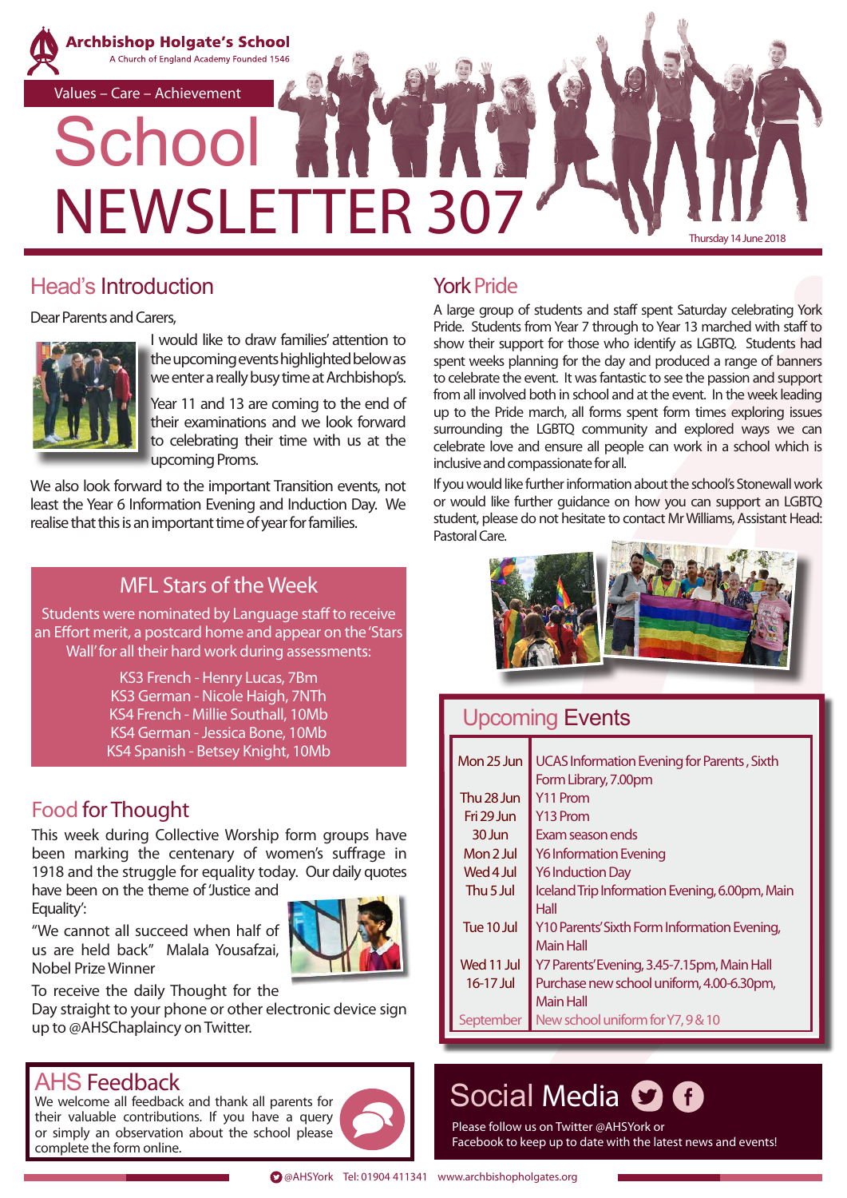**Archbishop Holgate's School**
A Church of England Academy Founded 1546

Values – Care – Achievement

# School NEWSLETTER 307

Thursday 14 June 2018

## Head's Introduction

Dear Parents and Carers,

I would like to draw families' attention to the upcoming events highlighted below as we enter a really busy time at Archbishop's.

Year 11 and 13 are coming to the end of their examinations and we look forward to celebrating their time with us at the upcoming Proms.

We also look forward to the important Transition events, not least the Year 6 Information Evening and Induction Day. We realise that this is an important time of year for families.

## MFL Stars of the Week

Students were nominated by Language staff to receive an Effort merit, a postcard home and appear on the 'Stars Wall' for all their hard work during assessments:

KS3 French - Henry Lucas, 7Bm
KS3 German - Nicole Haigh, 7NTh
KS4 French - Millie Southall, 10Mb
KS4 German - Jessica Bone, 10Mb
KS4 Spanish - Betsey Knight, 10Mb

## Food for Thought

This week during Collective Worship form groups have been marking the centenary of women's suffrage in 1918 and the struggle for equality today. Our daily quotes have been on the theme of 'Justice and Equality':

"We cannot all succeed when half of us are held back" Malala Yousafzai, Nobel Prize Winner

To receive the daily Thought for the Day straight to your phone or other electronic device sign up to @AHSChaplaincy on Twitter.

## AHS Feedback

We welcome all feedback and thank all parents for their valuable contributions. If you have a query or simply an observation about the school please complete the form online.

## York Pride

A large group of students and staff spent Saturday celebrating York Pride. Students from Year 7 through to Year 13 marched with staff to show their support for those who identify as LGBTQ. Students had spent weeks planning for the day and produced a range of banners to celebrate the event. It was fantastic to see the passion and support from all involved both in school and at the event. In the week leading up to the Pride march, all forms spent form times exploring issues surrounding the LGBTQ community and explored ways we can celebrate love and ensure all people can work in a school which is inclusive and compassionate for all.

If you would like further information about the school's Stonewall work or would like further guidance on how you can support an LGBTQ student, please do not hesitate to contact Mr Williams, Assistant Head: Pastoral Care.

## Upcoming Events

| Date | Event |
| --- | --- |
| Mon 25 Jun | UCAS Information Evening for Parents , Sixth Form Library, 7.00pm |
| Thu 28 Jun | Y11 Prom |
| Fri 29 Jun | Y13 Prom |
| 30 Jun | Exam season ends |
| Mon 2 Jul | Y6 Information Evening |
| Wed 4 Jul | Y6 Induction Day |
| Thu 5 Jul | Iceland Trip Information Evening, 6.00pm, Main Hall |
| Tue 10 Jul | Y10 Parents' Sixth Form Information Evening, Main Hall |
| Wed 11 Jul | Y7 Parents' Evening, 3.45-7.15pm, Main Hall |
| 16-17 Jul | Purchase new school uniform, 4.00-6.30pm, Main Hall |
| September | New school uniform for Y7, 9 & 10 |

## Social Media

Please follow us on Twitter @AHSYork or Facebook to keep up to date with the latest news and events!

@AHSYork Tel: 01904 411341 www.archbishopholgates.org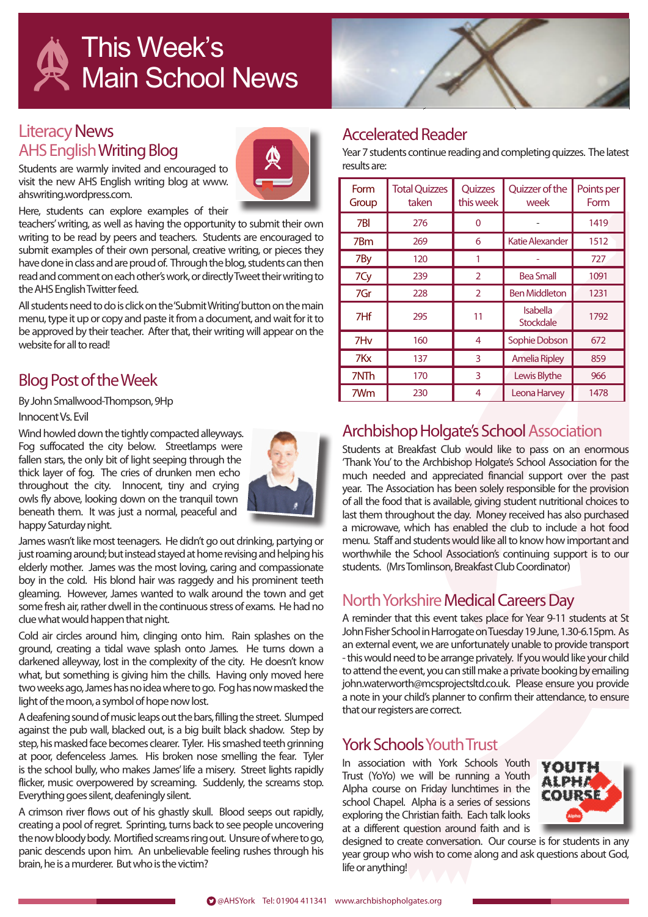# This Week's Main School News

## Literacy News
## AHS English Writing Blog

Students are warmly invited and encouraged to visit the new AHS English writing blog at www.ahswriting.wordpress.com.

Here, students can explore examples of their teachers' writing, as well as having the opportunity to submit their own writing to be read by peers and teachers. Students are encouraged to submit examples of their own personal, creative writing, or pieces they have done in class and are proud of. Through the blog, students can then read and comment on each other's work, or directly Tweet their writing to the AHS English Twitter feed.

All students need to do is click on the 'Submit Writing' button on the main menu, type it up or copy and paste it from a document, and wait for it to be approved by their teacher. After that, their writing will appear on the website for all to read!

## Blog Post of the Week

By John Smallwood-Thompson, 9Hp

Innocent Vs. Evil

Wind howled down the tightly compacted alleyways. Fog suffocated the city below. Streetlamps were fallen stars, the only bit of light seeping through the thick layer of fog. The cries of drunken men echo throughout the city. Innocent, tiny and crying owls fly above, looking down on the tranquil town beneath them. It was just a normal, peaceful and happy Saturday night.

James wasn't like most teenagers. He didn't go out drinking, partying or just roaming around; but instead stayed at home revising and helping his elderly mother. James was the most loving, caring and compassionate boy in the cold. His blond hair was raggedy and his prominent teeth gleaming. However, James wanted to walk around the town and get some fresh air, rather dwell in the continuous stress of exams. He had no clue what would happen that night.

Cold air circles around him, clinging onto him. Rain splashes on the ground, creating a tidal wave splash onto James. He turns down a darkened alleyway, lost in the complexity of the city. He doesn't know what, but something is giving him the chills. Having only moved here two weeks ago, James has no idea where to go. Fog has now masked the light of the moon, a symbol of hope now lost.

A deafening sound of music leaps out the bars, filling the street. Slumped against the pub wall, blacked out, is a big built black shadow. Step by step, his masked face becomes clearer. Tyler. His smashed teeth grinning at poor, defenceless James. His broken nose smelling the fear. Tyler is the school bully, who makes James' life a misery. Street lights rapidly flicker, music overpowered by screaming. Suddenly, the screams stop. Everything goes silent, deafeningly silent.

A crimson river flows out of his ghastly skull. Blood seeps out rapidly, creating a pool of regret. Sprinting, turns back to see people uncovering the now bloody body. Mortified screams ring out. Unsure of where to go, panic descends upon him. An unbelievable feeling rushes through his brain, he is a murderer. But who is the victim?

## Accelerated Reader

Year 7 students continue reading and completing quizzes. The latest results are:

| Form Group | Total Quizzes taken | Quizzes this week | Quizzer of the week | Points per Form |
|---|---|---|---|---|
| 7Bl | 276 | 0 | - | 1419 |
| 7Bm | 269 | 6 | Katie Alexander | 1512 |
| 7By | 120 | 1 | - | 727 |
| 7Cy | 239 | 2 | Bea Small | 1091 |
| 7Gr | 228 | 2 | Ben Middleton | 1231 |
| 7Hf | 295 | 11 | Isabella Stockdale | 1792 |
| 7Hv | 160 | 4 | Sophie Dobson | 672 |
| 7Kx | 137 | 3 | Amelia Ripley | 859 |
| 7NTh | 170 | 3 | Lewis Blythe | 966 |
| 7Wm | 230 | 4 | Leona Harvey | 1478 |

## Archbishop Holgate's School Association

Students at Breakfast Club would like to pass on an enormous 'Thank You' to the Archbishop Holgate's School Association for the much needed and appreciated financial support over the past year. The Association has been solely responsible for the provision of all the food that is available, giving student nutritional choices to last them throughout the day. Money received has also purchased a microwave, which has enabled the club to include a hot food menu. Staff and students would like all to know how important and worthwhile the School Association's continuing support is to our students. (Mrs Tomlinson, Breakfast Club Coordinator)

## North Yorkshire Medical Careers Day

A reminder that this event takes place for Year 9-11 students at St John Fisher School in Harrogate on Tuesday 19 June, 1.30-6.15pm. As an external event, we are unfortunately unable to provide transport - this would need to be arrange privately. If you would like your child to attend the event, you can still make a private booking by emailing john.waterworth@mcsprojectsltd.co.uk. Please ensure you provide a note in your child's planner to confirm their attendance, to ensure that our registers are correct.

## York Schools Youth Trust

In association with York Schools Youth Trust (YoYo) we will be running a Youth Alpha course on Friday lunchtimes in the school Chapel. Alpha is a series of sessions exploring the Christian faith. Each talk looks at a different question around faith and is designed to create conversation. Our course is for students in any year group who wish to come along and ask questions about God, life or anything!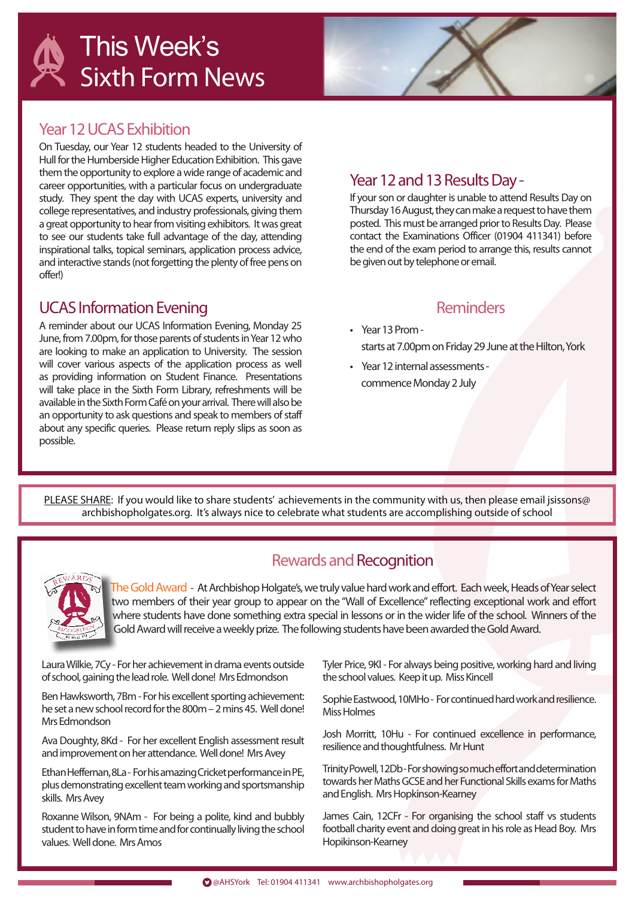# This Week's Sixth Form News

## Year 12 UCAS Exhibition

On Tuesday, our Year 12 students headed to the University of Hull for the Humberside Higher Education Exhibition. This gave them the opportunity to explore a wide range of academic and career opportunities, with a particular focus on undergraduate study. They spent the day with UCAS experts, university and college representatives, and industry professionals, giving them a great opportunity to hear from visiting exhibitors. It was great to see our students take full advantage of the day, attending inspirational talks, topical seminars, application process advice, and interactive stands (not forgetting the plenty of free pens on offer!)

## UCAS Information Evening

A reminder about our UCAS Information Evening, Monday 25 June, from 7.00pm, for those parents of students in Year 12 who are looking to make an application to University. The session will cover various aspects of the application process as well as providing information on Student Finance. Presentations will take place in the Sixth Form Library, refreshments will be available in the Sixth Form Café on your arrival. There will also be an opportunity to ask questions and speak to members of staff about any specific queries. Please return reply slips as soon as possible.

## Year 12 and 13 Results Day -

If your son or daughter is unable to attend Results Day on Thursday 16 August, they can make a request to have them posted. This must be arranged prior to Results Day. Please contact the Examinations Officer (01904 411341) before the end of the exam period to arrange this, results cannot be given out by telephone or email.

## Reminders

- Year 13 Prom -
  starts at 7.00pm on Friday 29 June at the Hilton, York
- Year 12 internal assessments -
  commence Monday 2 July

PLEASE SHARE: If you would like to share students' achievements in the community with us, then please email jsissons@archbishopholgates.org. It's always nice to celebrate what students are accomplishing outside of school

## Rewards and Recognition

The Gold Award - At Archbishop Holgate's, we truly value hard work and effort. Each week, Heads of Year select two members of their year group to appear on the "Wall of Excellence" reflecting exceptional work and effort where students have done something extra special in lessons or in the wider life of the school. Winners of the Gold Award will receive a weekly prize. The following students have been awarded the Gold Award.

Laura Wilkie, 7Cy - For her achievement in drama events outside of school, gaining the lead role. Well done! Mrs Edmondson

Ben Hawksworth, 7Bm - For his excellent sporting achievement: he set a new school record for the 800m – 2 mins 45. Well done! Mrs Edmondson

Ava Doughty, 8Kd - For her excellent English assessment result and improvement on her attendance. Well done! Mrs Avey

Ethan Heffernan, 8La - For his amazing Cricket performance in PE, plus demonstrating excellent team working and sportsmanship skills. Mrs Avey

Roxanne Wilson, 9NAm - For being a polite, kind and bubbly student to have in form time and for continually living the school values. Well done. Mrs Amos

Tyler Price, 9Kl - For always being positive, working hard and living the school values. Keep it up. Miss Kincell

Sophie Eastwood, 10MHo - For continued hard work and resilience. Miss Holmes

Josh Morritt, 10Hu - For continued excellence in performance, resilience and thoughtfulness. Mr Hunt

Trinity Powell, 12Db - For showing so much effort and determination towards her Maths GCSE and her Functional Skills exams for Maths and English. Mrs Hopkinson-Kearney

James Cain, 12CFr - For organising the school staff vs students football charity event and doing great in his role as Head Boy. Mrs Hopikinson-Kearney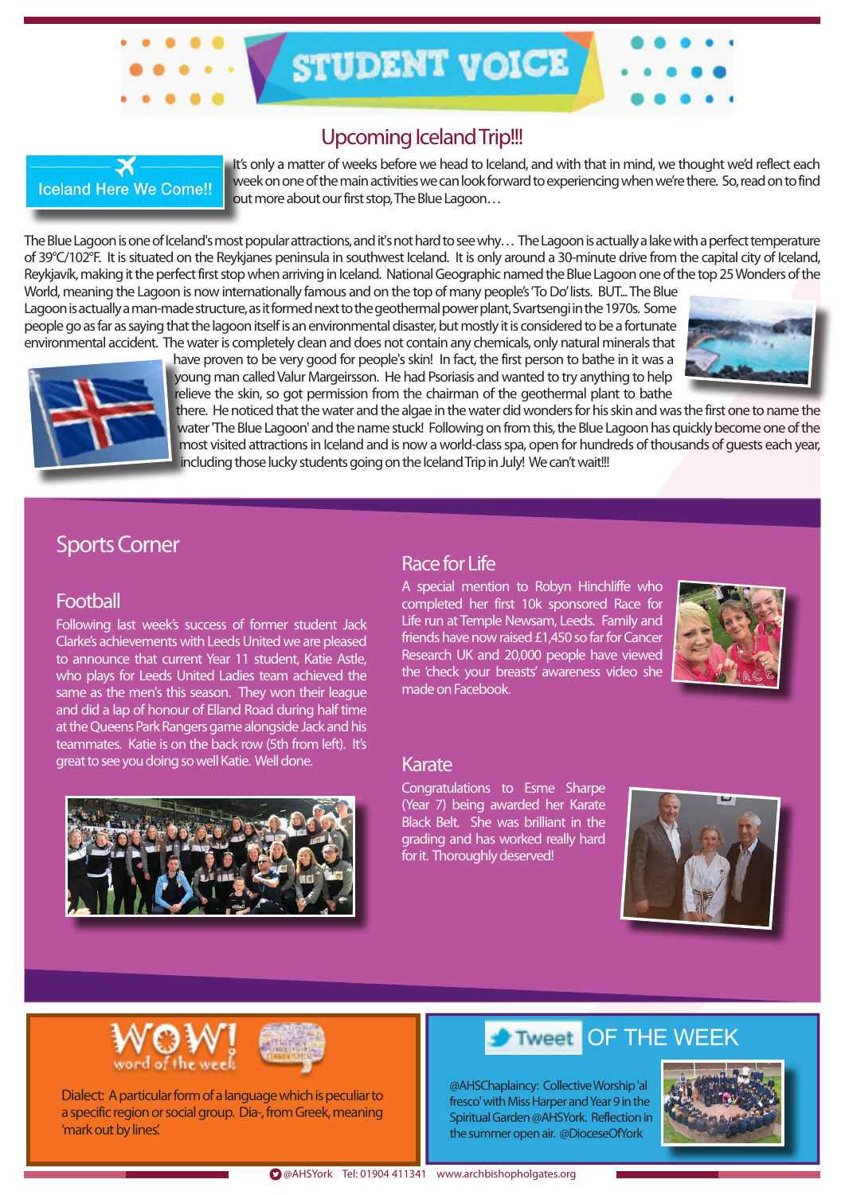# STUDENT VOICE

## Upcoming Iceland Trip!!!

Iceland Here We Come!!

It's only a matter of weeks before we head to Iceland, and with that in mind, we thought we'd reflect each week on one of the main activities we can look forward to experiencing when we're there. So, read on to find out more about our first stop, The Blue Lagoon…

The Blue Lagoon is one of Iceland's most popular attractions, and it's not hard to see why… The Lagoon is actually a lake with a perfect temperature of 39°C/102°F. It is situated on the Reykjanes peninsula in southwest Iceland. It is only around a 30-minute drive from the capital city of Iceland, Reykjavík, making it the perfect first stop when arriving in Iceland. National Geographic named the Blue Lagoon one of the top 25 Wonders of the World, meaning the Lagoon is now internationally famous and on the top of many people's 'To Do' lists. BUT... The Blue Lagoon is actually a man-made structure, as it formed next to the geothermal power plant, Svartsengi in the 1970s. Some people go as far as saying that the lagoon itself is an environmental disaster, but mostly it is considered to be a fortunate environmental accident. The water is completely clean and does not contain any chemicals, only natural minerals that have proven to be very good for people's skin! In fact, the first person to bathe in it was a young man called Valur Margeirsson. He had Psoriasis and wanted to try anything to help relieve the skin, so got permission from the chairman of the geothermal plant to bathe there. He noticed that the water and the algae in the water did wonders for his skin and was the first one to name the water 'The Blue Lagoon' and the name stuck! Following on from this, the Blue Lagoon has quickly become one of the most visited attractions in Iceland and is now a world-class spa, open for hundreds of thousands of guests each year, including those lucky students going on the Iceland Trip in July! We can't wait!!!

## Sports Corner

### Football

Following last week's success of former student Jack Clarke's achievements with Leeds United we are pleased to announce that current Year 11 student, Katie Astle, who plays for Leeds United Ladies team achieved the same as the men's this season. They won their league and did a lap of honour of Elland Road during half time at the Queens Park Rangers game alongside Jack and his teammates. Katie is on the back row (5th from left). It's great to see you doing so well Katie. Well done.

### Race for Life

A special mention to Robyn Hinchliffe who completed her first 10k sponsored Race for Life run at Temple Newsam, Leeds. Family and friends have now raised £1,450 so far for Cancer Research UK and 20,000 people have viewed the 'check your breasts' awareness video she made on Facebook.

### Karate

Congratulations to Esme Sharpe (Year 7) being awarded her Karate Black Belt. She was brilliant in the grading and has worked really hard for it. Thoroughly deserved!

## WOW! word of the week

Dialect: A particular form of a language which is peculiar to a specific region or social group. Dia-, from Greek, meaning 'mark out by lines'.

## Tweet OF THE WEEK

@AHSChaplaincy: Collective Worship 'al fresco' with Miss Harper and Year 9 in the Spiritual Garden @AHSYork. Reflection in the summer open air. @DioceseOfYork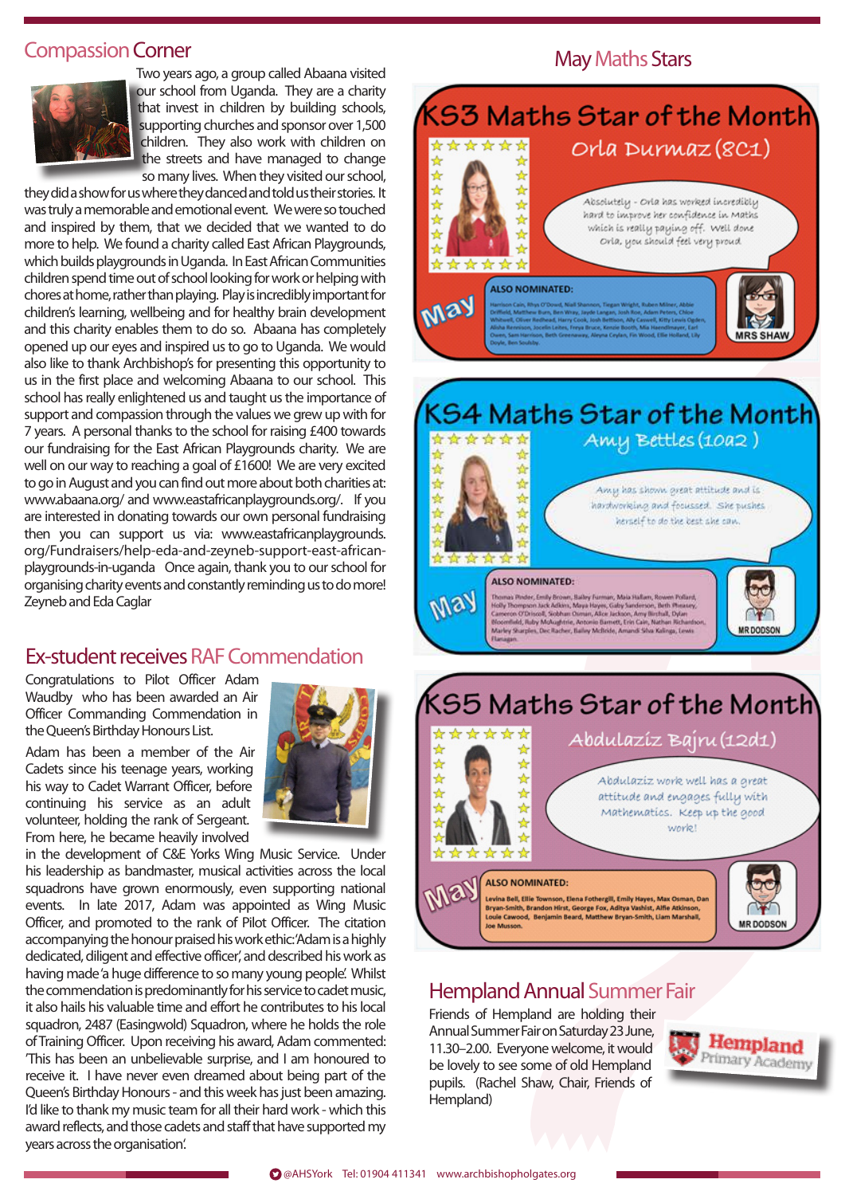## Compassion Corner

Two years ago, a group called Abaana visited our school from Uganda. They are a charity that invest in children by building schools, supporting churches and sponsor over 1,500 children. They also work with children on the streets and have managed to change so many lives. When they visited our school, they did a show for us where they danced and told us their stories. It was truly a memorable and emotional event. We were so touched and inspired by them, that we decided that we wanted to do more to help. We found a charity called East African Playgrounds, which builds playgrounds in Uganda. In East African Communities children spend time out of school looking for work or helping with chores at home, rather than playing. Play is incredibly important for children's learning, wellbeing and for healthy brain development and this charity enables them to do so. Abaana has completely opened up our eyes and inspired us to go to Uganda. We would also like to thank Archbishop's for presenting this opportunity to us in the first place and welcoming Abaana to our school. This school has really enlightened us and taught us the importance of support and compassion through the values we grew up with for 7 years. A personal thanks to the school for raising £400 towards our fundraising for the East African Playgrounds charity. We are well on our way to reaching a goal of £1600! We are very excited to go in August and you can find out more about both charities at: www.abaana.org/ and www.eastafricanplaygrounds.org/. If you are interested in donating towards our own personal fundraising then you can support us via: www.eastafricanplaygrounds.org/Fundraisers/help-eda-and-zeyneb-support-east-african-playgrounds-in-uganda Once again, thank you to our school for organising charity events and constantly reminding us to do more!
Zeyneb and Eda Caglar

## Ex-student receives RAF Commendation

Congratulations to Pilot Officer Adam Waudby who has been awarded an Air Officer Commanding Commendation in the Queen's Birthday Honours List.

Adam has been a member of the Air Cadets since his teenage years, working his way to Cadet Warrant Officer, before continuing his service as an adult volunteer, holding the rank of Sergeant. From here, he became heavily involved in the development of C&E Yorks Wing Music Service. Under his leadership as bandmaster, musical activities across the local squadrons have grown enormously, even supporting national events. In late 2017, Adam was appointed as Wing Music Officer, and promoted to the rank of Pilot Officer. The citation accompanying the honour praised his work ethic: 'Adam is a highly dedicated, diligent and effective officer,' and described his work as having made 'a huge difference to so many young people'. Whilst the commendation is predominantly for his service to cadet music, it also hails his valuable time and effort he contributes to his local squadron, 2487 (Easingwold) Squadron, where he holds the role of Training Officer. Upon receiving his award, Adam commented: 'This has been an unbelievable surprise, and I am honoured to receive it. I have never even dreamed about being part of the Queen's Birthday Honours - and this week has just been amazing. I'd like to thank my music team for all their hard work - which this award reflects, and those cadets and staff that have supported my years across the organisation.'

## May Maths Stars

### KS3 Maths Star of the Month

Orla Durmaz (8C1)

Absolutely - Orla has worked incredibly hard to improve her confidence in Maths which is really paying off. Well done Orla, you should feel very proud.

May

ALSO NOMINATED: Harrison Cain, Rhys O'Dowd, Niall Shannon, Tiegan Wright, Ruben Milner, Abbie Driffield, Matthew Burn, Ben Wray, Jayde Langan, Josh Roe, Adam Peters, Chloe Whitwell, Oliver Redhead, Harry Cook, Josh Bettison, Ally Caswell, Kitty Lewis Ogden, Alisha Rennison, Jocelin Leiths, Freya Bruce, Kenzie Booth, Mia Haendlmayer, Carl Owen, Sam Harrison, Beth Greenaway, Aleyna Ceylan, Fin Wood, Ellie Holland, Lily Doyle, Ben Soulsby.

MRS SHAW

### KS4 Maths Star of the Month

Amy Bettles (10a2)

Amy has shown great attitude and is hardworking and focussed. She pushes herself to do the best she can.

May

ALSO NOMINATED: Thomas Pinder, Emily Brown, Bailey Furman, Maia Hallam, Rowen Pollard, Holly Thompson Jack Adkins, Maya Hayes, Gaby Sanderson, Beth Pheasey, Cameron O'Driscoll, Siobhan Osman, Alice Jackson, Amy Birchall, Dylan Bloomfield, Ruby McAughtrie, Antonio Barnett, Erin Cain, Nathan Richardson, Marley Sharples, Dec Racher, Bailey McBride, Amandi Silva Kalinga, Lewis Flanagan.

MR DODSON

### KS5 Maths Star of the Month

Abdulaziz Bajru (12d1)

Abdulaziz work well has a great attitude and engages fully with Mathematics. Keep up the good work!

May

ALSO NOMINATED: Levina Bell, Ellie Townson, Elena Fothergill, Emily Hayes, Max Osman, Dan Bryan-Smith, Brandon Hirst, George Fox, Aditya Vashist, Alfie Atkinson, Louie Cawood, Benjamin Beard, Matthew Bryan-Smith, Liam Marshall, Joe Musson.

MR DODSON

## Hempland Annual Summer Fair

Friends of Hempland are holding their Annual Summer Fair on Saturday 23 June, 11.30–2.00. Everyone welcome, it would be lovely to see some of old Hempland pupils. (Rachel Shaw, Chair, Friends of Hempland)

Hempland Primary Academy